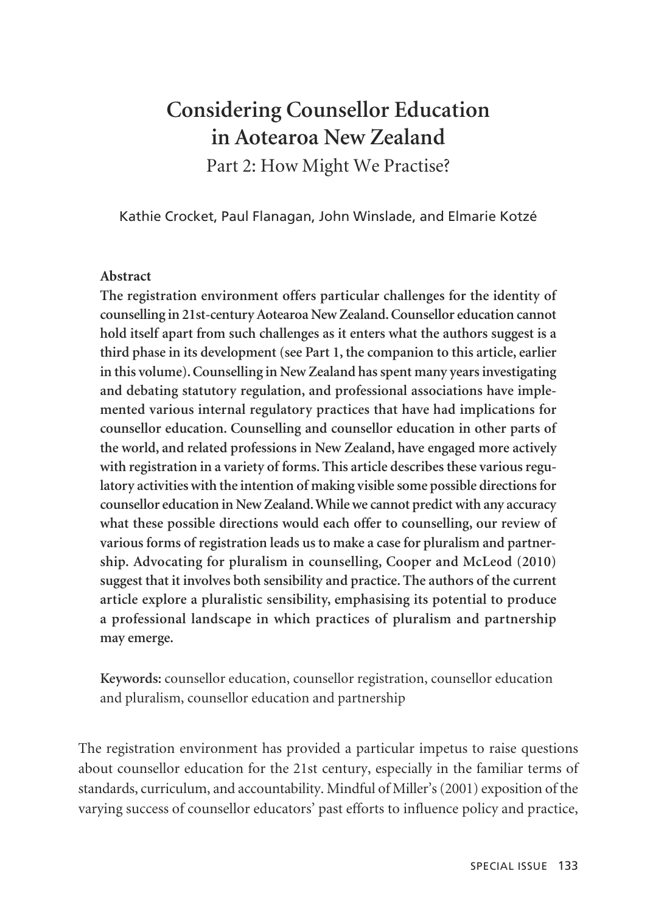# Considering Counsellor Education in Aotearoa New Zealand

## Part 2: How Might We Practise?

Kathie Crocket, Paul Flanagan, John Winslade, and Elmarie Kotzé

**Abstract**

**The registration environment offers particular challenges for the identity of counselling in 21st-century Aotearoa New Zealand. Counsellor education cannot hold itself apart from such challenges as it enters what the authors suggest is a third phase in its development (see Part 1, the companion to this article, earlier in this volume). Counselling in New Zealand has spent many years investigating and debating statutory regulation, and professional associations have implemented various internal regulatory practices that have had implications for counsellor education. Counselling and counsellor education in other parts of the world, and related professions in New Zealand, have engaged more actively with registration in a variety of forms. This article describes these various regulatory activities with the intention of making visible some possible directions for counsellor education in New Zealand. While we cannot predict with any accuracy what these possible directions would each offer to counselling, our review of various forms of registration leads us to make a case for pluralism and partnership. Advocating for pluralism in counselling, Cooper and McLeod (2010) suggest that it involves both sensibility and practice. The authors of the current article explore a pluralistic sensibility, emphasising its potential to produce a professional landscape in which practices of pluralism and partnership may emerge.**

**Keywords:** counsellor education, counsellor registration, counsellor education and pluralism, counsellor education and partnership

The registration environment has provided a particular impetus to raise questions about counsellor education for the 21st century, especially in the familiar terms of standards, curriculum, and accountability. Mindful of Miller's (2001) exposition of the varying success of counsellor educators' past efforts to influence policy and practice,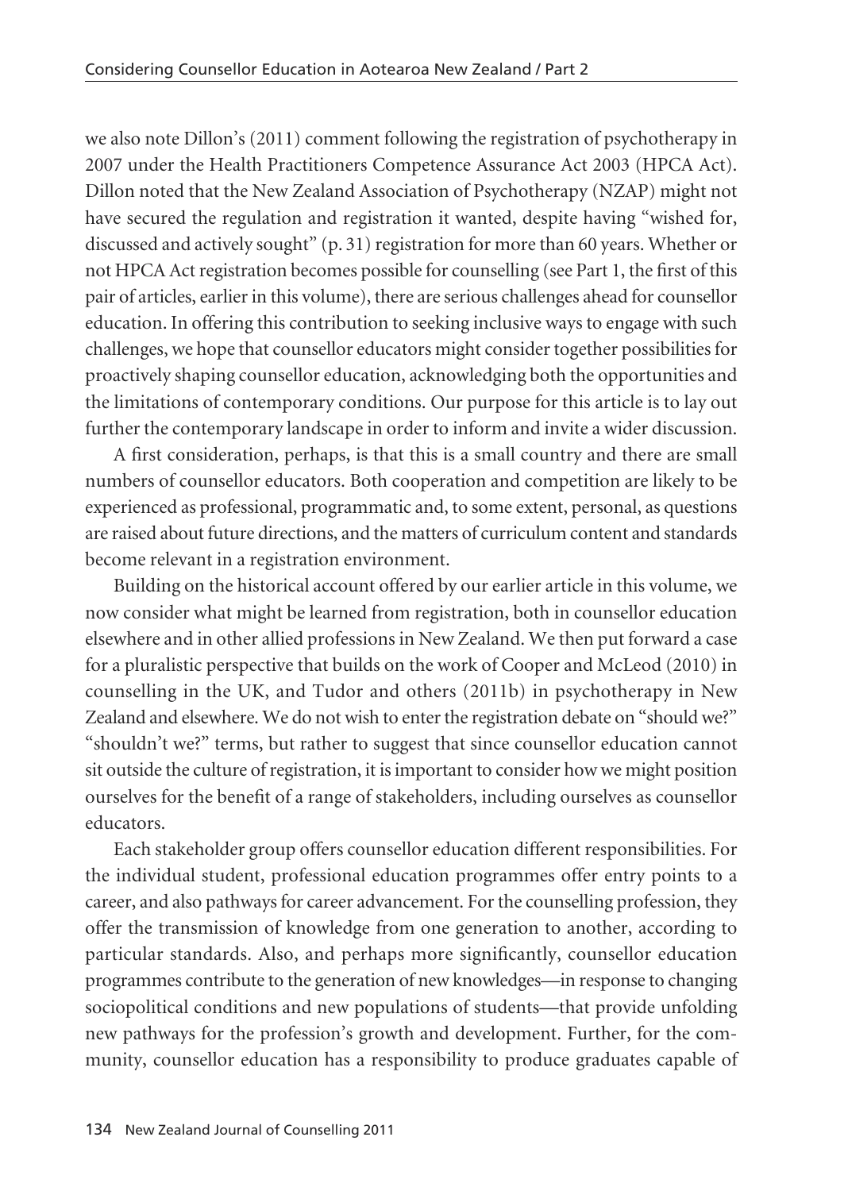we also note Dillon's (2011) comment following the registration of psychotherapy in 2007 under the Health Practitioners Competence Assurance Act 2003 (HPCA Act). Dillon noted that the New Zealand Association of Psychotherapy (NZAP) might not have secured the regulation and registration it wanted, despite having "wished for, discussed and actively sought" (p. 31) registration for more than 60 years. Whether or not HPCA Act registration becomes possible for counselling (see Part 1, the first of this pair of articles, earlier in this volume), there are serious challenges ahead for counsellor education. In offering this contribution to seeking inclusive ways to engage with such challenges, we hope that counsellor educators might consider together possibilities for proactively shaping counsellor education, acknowledging both the opportunities and the limitations of contemporary conditions. Our purpose for this article is to lay out further the contemporary landscape in order to inform and invite a wider discussion.

A first consideration, perhaps, is that this is a small country and there are small numbers of counsellor educators. Both cooperation and competition are likely to be experienced as professional, programmatic and, to some extent, personal, as questions are raised about future directions, and the matters of curriculum content and standards become relevant in a registration environment.

Building on the historical account offered by our earlier article in this volume, we now consider what might be learned from registration, both in counsellor education elsewhere and in other allied professions in New Zealand. We then put forward a case for a pluralistic perspective that builds on the work of Cooper and McLeod (2010) in counselling in the UK, and Tudor and others (2011b) in psychotherapy in New Zealand and elsewhere. We do not wish to enter the registration debate on "should we?" "shouldn't we?" terms, but rather to suggest that since counsellor education cannot sit outside the culture of registration, it is important to consider how we might position ourselves for the benefit of a range of stakeholders, including ourselves as counsellor educators.

Each stakeholder group offers counsellor education different responsibilities. For the individual student, professional education programmes offer entry points to a career, and also pathways for career advancement. For the counselling profession, they offer the transmission of knowledge from one generation to another, according to particular standards. Also, and perhaps more significantly, counsellor education programmes contribute to the generation of new knowledges—in response to changing sociopolitical conditions and new populations of students—that provide unfolding new pathways for the profession's growth and development. Further, for the community, counsellor education has a responsibility to produce graduates capable of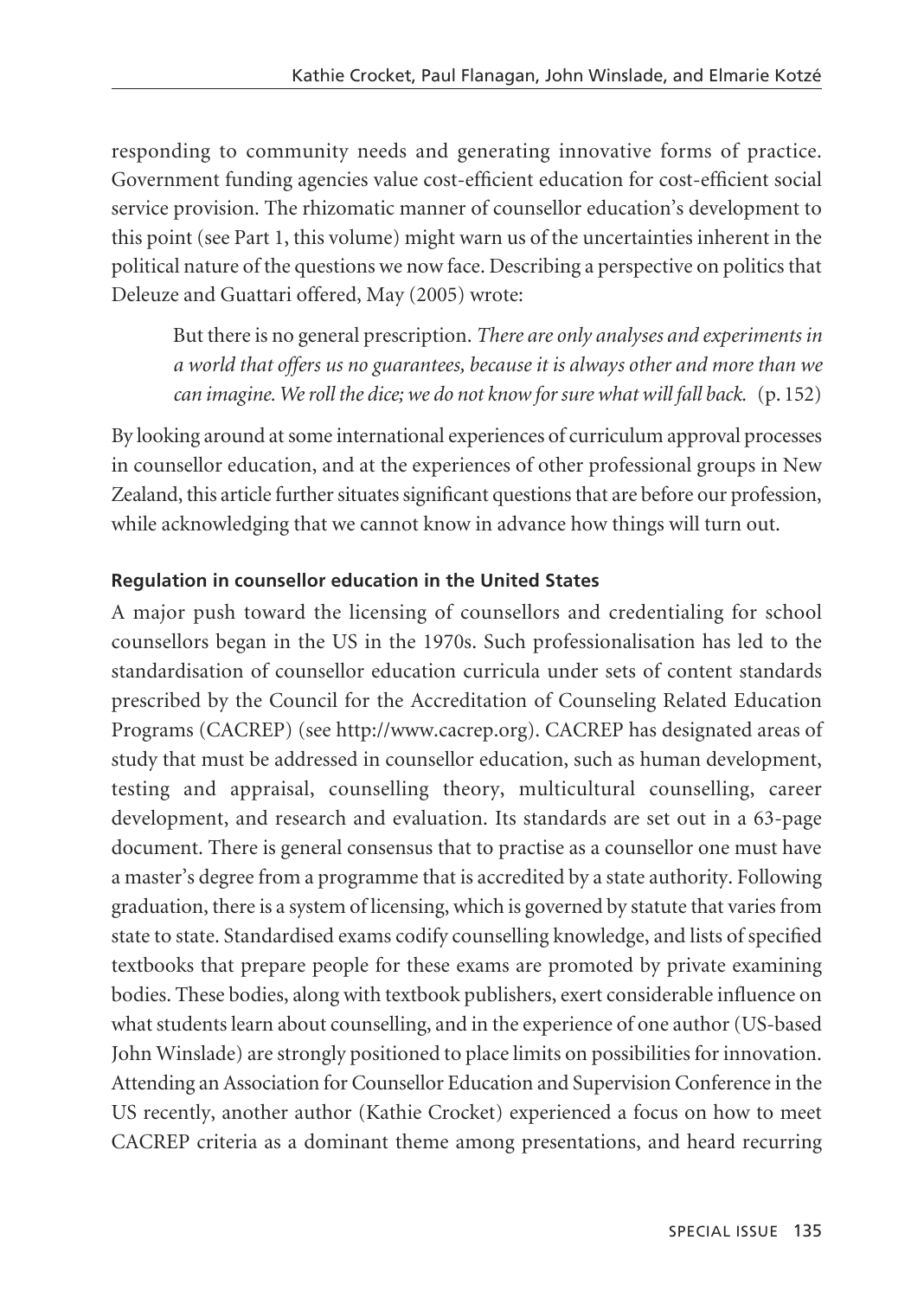responding to community needs and generating innovative forms of practice. Government funding agencies value cost-efficient education for cost-efficient social service provision. The rhizomatic manner of counsellor education's development to this point (see Part 1, this volume) might warn us of the uncertainties inherent in the political nature of the questions we now face. Describing a perspective on politics that Deleuze and Guattari offered, May (2005) wrote:

> But there is no general prescription. *There are only analyses and experiments in a world that offers us no guarantees, because it is always other and more than we can imagine. We roll the dice; we do not know for sure what will fall back.* (p. 152)

By looking around at some international experiences of curriculum approval processes in counsellor education, and at the experiences of other professional groups in New Zealand, this article further situates significant questions that are before our profession, while acknowledging that we cannot know in advance how things will turn out.

**Regulation in counsellor education in the United States**

A major push toward the licensing of counsellors and credentialing for school counsellors began in the US in the 1970s. Such professionalisation has led to the standardisation of counsellor education curricula under sets of content standards prescribed by the Council for the Accreditation of Counseling Related Education Programs (CACREP) (see http://www.cacrep.org). CACREP has designated areas of study that must be addressed in counsellor education, such as human development, testing and appraisal, counselling theory, multicultural counselling, career development, and research and evaluation. Its standards are set out in a 63-page document. There is general consensus that to practise as a counsellor one must have a master's degree from a programme that is accredited by a state authority. Following graduation, there is a system of licensing, which is governed by statute that varies from state to state. Standardised exams codify counselling knowledge, and lists of specified textbooks that prepare people for these exams are promoted by private examining bodies. These bodies, along with textbook publishers, exert considerable influence on what students learn about counselling, and in the experience of one author (US-based John Winslade) are strongly positioned to place limits on possibilities for innovation. Attending an Association for Counsellor Education and Supervision Conference in the US recently, another author (Kathie Crocket) experienced a focus on how to meet CACREP criteria as a dominant theme among presentations, and heard recurring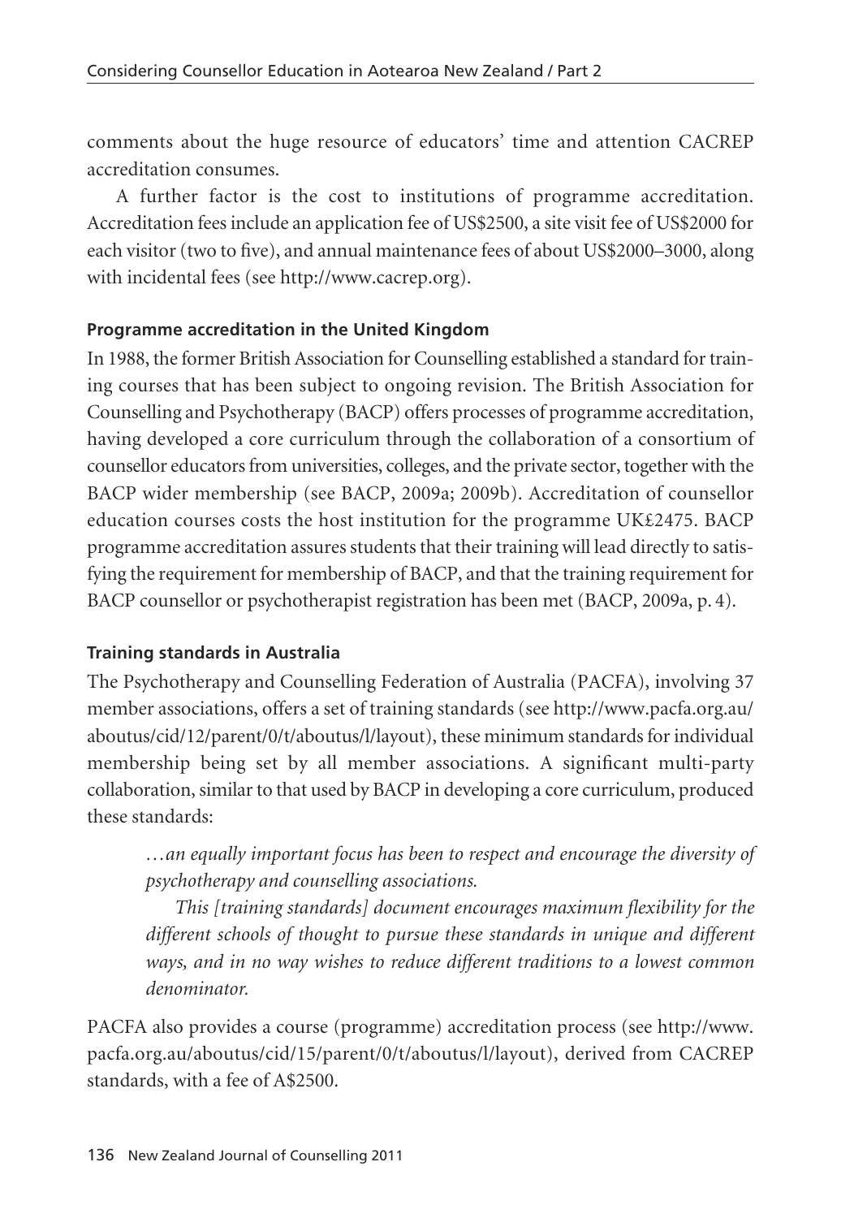comments about the huge resource of educators' time and attention CACREP accreditation consumes.

A further factor is the cost to institutions of programme accreditation. Accreditation fees include an application fee of US$2500, a site visit fee of US$2000 for each visitor (two to five), and annual maintenance fees of about US$2000–3000, along with incidental fees (see http://www.cacrep.org).

**Programme accreditation in the United Kingdom**

In 1988, the former British Association for Counselling established a standard for training courses that has been subject to ongoing revision. The British Association for Counselling and Psychotherapy (BACP) offers processes of programme accreditation, having developed a core curriculum through the collaboration of a consortium of counsellor educators from universities, colleges, and the private sector, together with the BACP wider membership (see BACP, 2009a; 2009b). Accreditation of counsellor education courses costs the host institution for the programme UK£2475. BACP programme accreditation assures students that their training will lead directly to satisfying the requirement for membership of BACP, and that the training requirement for BACP counsellor or psychotherapist registration has been met (BACP, 2009a, p. 4).

**Training standards in Australia**

The Psychotherapy and Counselling Federation of Australia (PACFA), involving 37 member associations, offers a set of training standards (see http://www.pacfa.org.au/aboutus/cid/12/parent/0/t/aboutus/l/layout), these minimum standards for individual membership being set by all member associations. A significant multi-party collaboration, similar to that used by BACP in developing a core curriculum, produced these standards:

> *…an equally important focus has been to respect and encourage the diversity of psychotherapy and counselling associations.*
>
> *This [training standards] document encourages maximum flexibility for the different schools of thought to pursue these standards in unique and different ways, and in no way wishes to reduce different traditions to a lowest common denominator.*

PACFA also provides a course (programme) accreditation process (see http://www.pacfa.org.au/aboutus/cid/15/parent/0/t/aboutus/l/layout), derived from CACREP standards, with a fee of A$2500.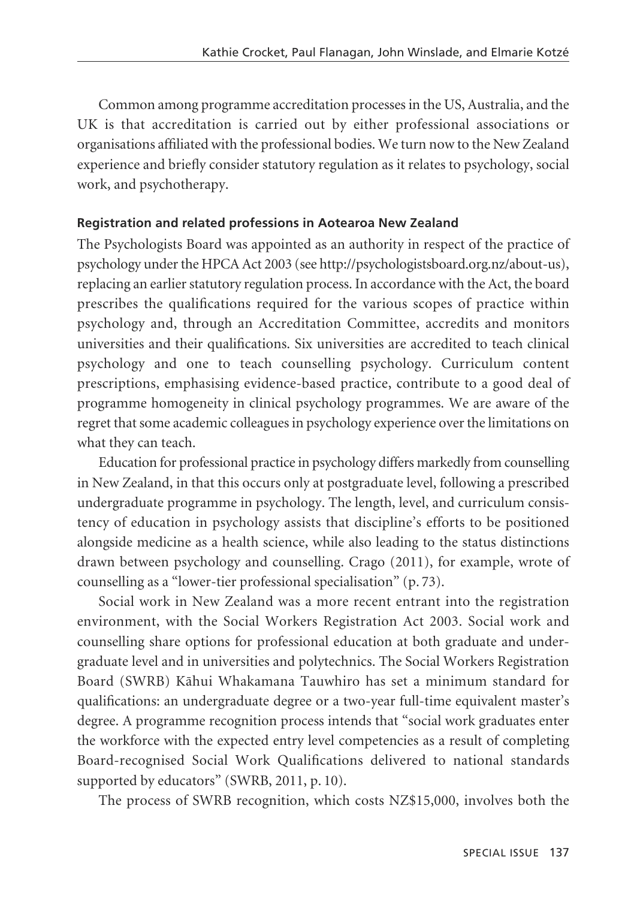Common among programme accreditation processes in the US, Australia, and the UK is that accreditation is carried out by either professional associations or organisations affiliated with the professional bodies. We turn now to the New Zealand experience and briefly consider statutory regulation as it relates to psychology, social work, and psychotherapy.

### Registration and related professions in Aotearoa New Zealand

The Psychologists Board was appointed as an authority in respect of the practice of psychology under the HPCA Act 2003 (see http://psychologistsboard.org.nz/about-us), replacing an earlier statutory regulation process. In accordance with the Act, the board prescribes the qualifications required for the various scopes of practice within psychology and, through an Accreditation Committee, accredits and monitors universities and their qualifications. Six universities are accredited to teach clinical psychology and one to teach counselling psychology. Curriculum content prescriptions, emphasising evidence-based practice, contribute to a good deal of programme homogeneity in clinical psychology programmes. We are aware of the regret that some academic colleagues in psychology experience over the limitations on what they can teach.

Education for professional practice in psychology differs markedly from counselling in New Zealand, in that this occurs only at postgraduate level, following a prescribed undergraduate programme in psychology. The length, level, and curriculum consistency of education in psychology assists that discipline's efforts to be positioned alongside medicine as a health science, while also leading to the status distinctions drawn between psychology and counselling. Crago (2011), for example, wrote of counselling as a "lower-tier professional specialisation" (p. 73).

Social work in New Zealand was a more recent entrant into the registration environment, with the Social Workers Registration Act 2003. Social work and counselling share options for professional education at both graduate and undergraduate level and in universities and polytechnics. The Social Workers Registration Board (SWRB) Kāhui Whakamana Tauwhiro has set a minimum standard for qualifications: an undergraduate degree or a two-year full-time equivalent master's degree. A programme recognition process intends that "social work graduates enter the workforce with the expected entry level competencies as a result of completing Board-recognised Social Work Qualifications delivered to national standards supported by educators" (SWRB, 2011, p. 10).

The process of SWRB recognition, which costs NZ$15,000, involves both the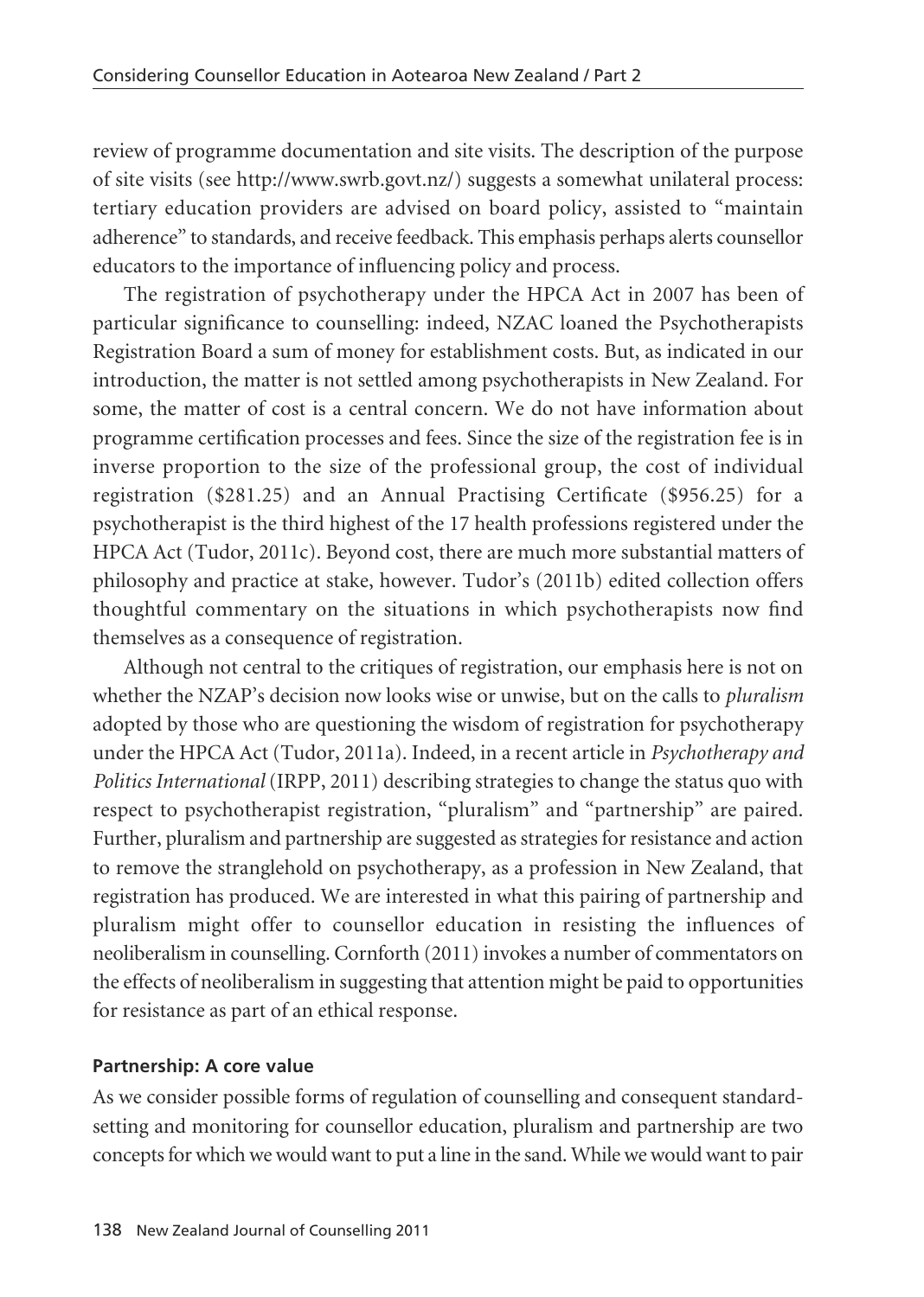review of programme documentation and site visits. The description of the purpose of site visits (see http://www.swrb.govt.nz/) suggests a somewhat unilateral process: tertiary education providers are advised on board policy, assisted to "maintain adherence" to standards, and receive feedback. This emphasis perhaps alerts counsellor educators to the importance of influencing policy and process.

The registration of psychotherapy under the HPCA Act in 2007 has been of particular significance to counselling: indeed, NZAC loaned the Psychotherapists Registration Board a sum of money for establishment costs. But, as indicated in our introduction, the matter is not settled among psychotherapists in New Zealand. For some, the matter of cost is a central concern. We do not have information about programme certification processes and fees. Since the size of the registration fee is in inverse proportion to the size of the professional group, the cost of individual registration ($281.25) and an Annual Practising Certificate ($956.25) for a psychotherapist is the third highest of the 17 health professions registered under the HPCA Act (Tudor, 2011c). Beyond cost, there are much more substantial matters of philosophy and practice at stake, however. Tudor's (2011b) edited collection offers thoughtful commentary on the situations in which psychotherapists now find themselves as a consequence of registration.

Although not central to the critiques of registration, our emphasis here is not on whether the NZAP's decision now looks wise or unwise, but on the calls to *pluralism* adopted by those who are questioning the wisdom of registration for psychotherapy under the HPCA Act (Tudor, 2011a). Indeed, in a recent article in *Psychotherapy and Politics International* (IRPP, 2011) describing strategies to change the status quo with respect to psychotherapist registration, "pluralism" and "partnership" are paired. Further, pluralism and partnership are suggested as strategies for resistance and action to remove the stranglehold on psychotherapy, as a profession in New Zealand, that registration has produced. We are interested in what this pairing of partnership and pluralism might offer to counsellor education in resisting the influences of neoliberalism in counselling. Cornforth (2011) invokes a number of commentators on the effects of neoliberalism in suggesting that attention might be paid to opportunities for resistance as part of an ethical response.

**Partnership: A core value**

As we consider possible forms of regulation of counselling and consequent standard-setting and monitoring for counsellor education, pluralism and partnership are two concepts for which we would want to put a line in the sand. While we would want to pair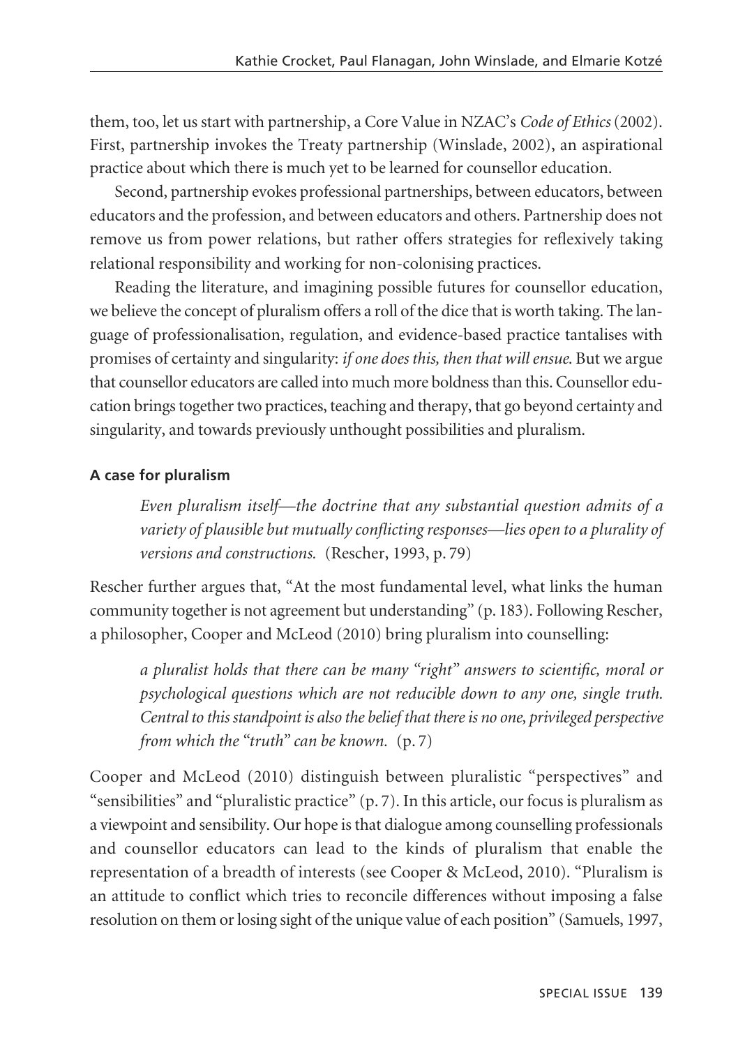them, too, let us start with partnership, a Core Value in NZAC's *Code of Ethics* (2002). First, partnership invokes the Treaty partnership (Winslade, 2002), an aspirational practice about which there is much yet to be learned for counsellor education.

Second, partnership evokes professional partnerships, between educators, between educators and the profession, and between educators and others. Partnership does not remove us from power relations, but rather offers strategies for reflexively taking relational responsibility and working for non-colonising practices.

Reading the literature, and imagining possible futures for counsellor education, we believe the concept of pluralism offers a roll of the dice that is worth taking. The language of professionalisation, regulation, and evidence-based practice tantalises with promises of certainty and singularity: *if one does this, then that will ensue*. But we argue that counsellor educators are called into much more boldness than this. Counsellor education brings together two practices, teaching and therapy, that go beyond certainty and singularity, and towards previously unthought possibilities and pluralism.

**A case for pluralism**

> *Even pluralism itself—the doctrine that any substantial question admits of a variety of plausible but mutually conflicting responses—lies open to a plurality of versions and constructions.* (Rescher, 1993, p. 79)

Rescher further argues that, "At the most fundamental level, what links the human community together is not agreement but understanding" (p. 183). Following Rescher, a philosopher, Cooper and McLeod (2010) bring pluralism into counselling:

> *a pluralist holds that there can be many "right" answers to scientific, moral or psychological questions which are not reducible down to any one, single truth. Central to this standpoint is also the belief that there is no one, privileged perspective from which the "truth" can be known.* (p. 7)

Cooper and McLeod (2010) distinguish between pluralistic "perspectives" and "sensibilities" and "pluralistic practice" (p. 7). In this article, our focus is pluralism as a viewpoint and sensibility. Our hope is that dialogue among counselling professionals and counsellor educators can lead to the kinds of pluralism that enable the representation of a breadth of interests (see Cooper & McLeod, 2010). "Pluralism is an attitude to conflict which tries to reconcile differences without imposing a false resolution on them or losing sight of the unique value of each position" (Samuels, 1997,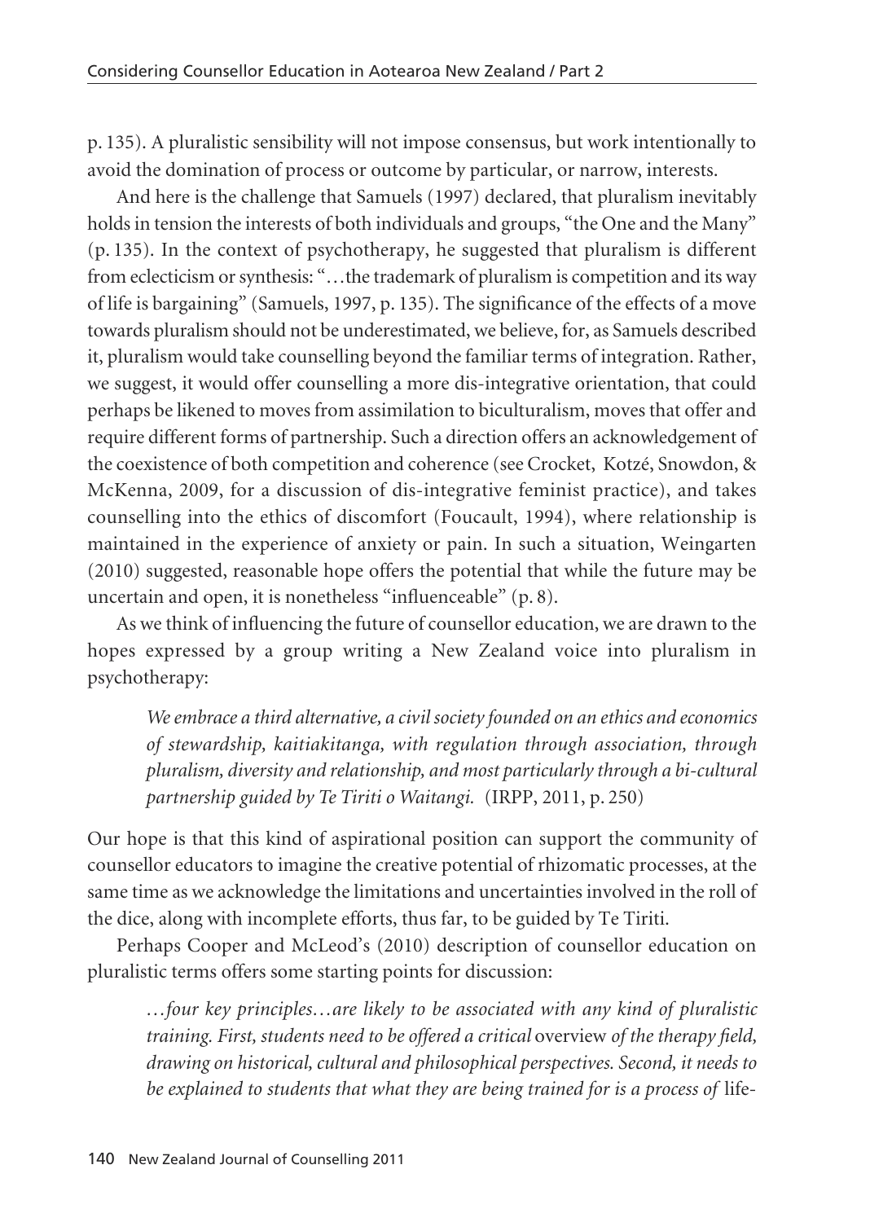p. 135). A pluralistic sensibility will not impose consensus, but work intentionally to avoid the domination of process or outcome by particular, or narrow, interests.

And here is the challenge that Samuels (1997) declared, that pluralism inevitably holds in tension the interests of both individuals and groups, "the One and the Many" (p. 135). In the context of psychotherapy, he suggested that pluralism is different from eclecticism or synthesis: "…the trademark of pluralism is competition and its way of life is bargaining" (Samuels, 1997, p. 135). The significance of the effects of a move towards pluralism should not be underestimated, we believe, for, as Samuels described it, pluralism would take counselling beyond the familiar terms of integration. Rather, we suggest, it would offer counselling a more dis-integrative orientation, that could perhaps be likened to moves from assimilation to biculturalism, moves that offer and require different forms of partnership. Such a direction offers an acknowledgement of the coexistence of both competition and coherence (see Crocket, Kotzé, Snowdon, & McKenna, 2009, for a discussion of dis-integrative feminist practice), and takes counselling into the ethics of discomfort (Foucault, 1994), where relationship is maintained in the experience of anxiety or pain. In such a situation, Weingarten (2010) suggested, reasonable hope offers the potential that while the future may be uncertain and open, it is nonetheless "influenceable" (p. 8).

As we think of influencing the future of counsellor education, we are drawn to the hopes expressed by a group writing a New Zealand voice into pluralism in psychotherapy:

> *We embrace a third alternative, a civil society founded on an ethics and economics of stewardship, kaitiakitanga, with regulation through association, through pluralism, diversity and relationship, and most particularly through a bi-cultural partnership guided by Te Tiriti o Waitangi.* (IRPP, 2011, p. 250)

Our hope is that this kind of aspirational position can support the community of counsellor educators to imagine the creative potential of rhizomatic processes, at the same time as we acknowledge the limitations and uncertainties involved in the roll of the dice, along with incomplete efforts, thus far, to be guided by Te Tiriti.

Perhaps Cooper and McLeod's (2010) description of counsellor education on pluralistic terms offers some starting points for discussion:

> *…four key principles…are likely to be associated with any kind of pluralistic training. First, students need to be offered a critical* overview *of the therapy field, drawing on historical, cultural and philosophical perspectives. Second, it needs to be explained to students that what they are being trained for is a process of* life-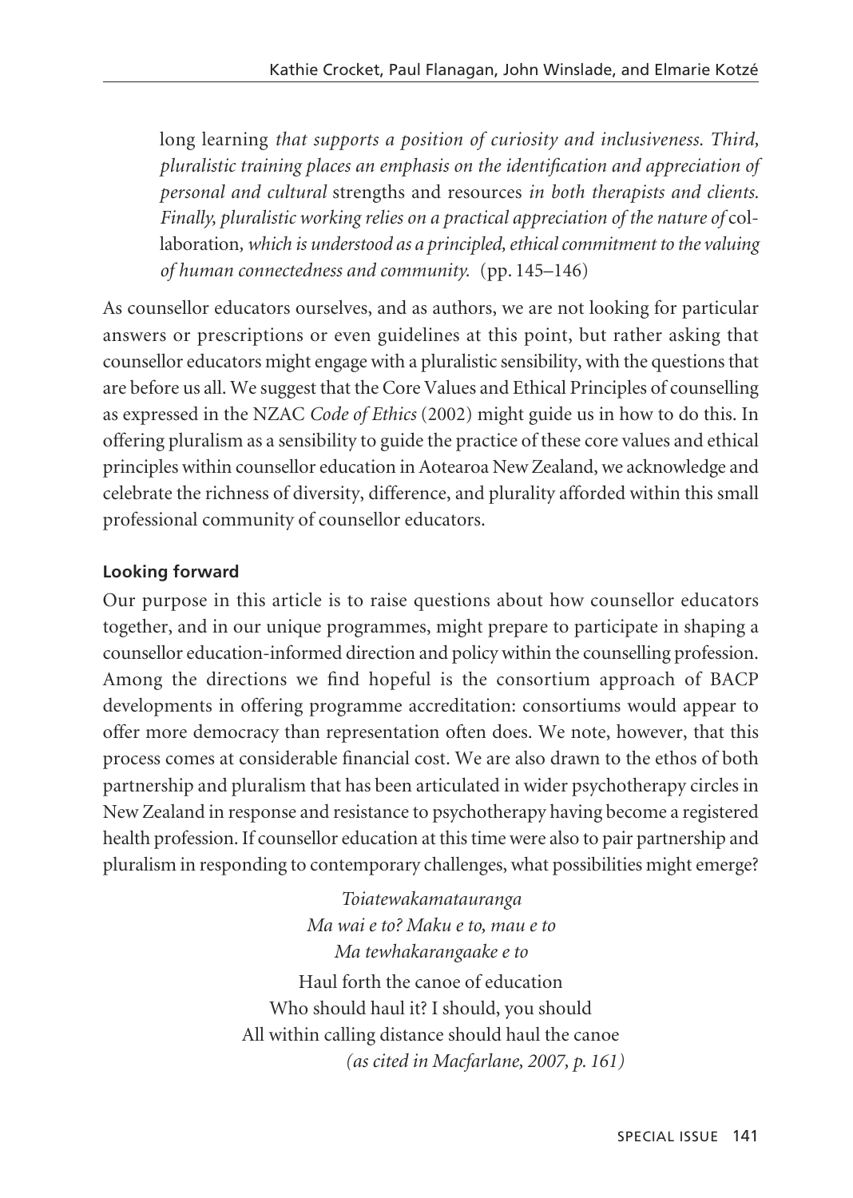long learning *that supports a position of curiosity and inclusiveness. Third, pluralistic training places an emphasis on the identification and appreciation of personal and cultural* strengths and resources *in both therapists and clients. Finally, pluralistic working relies on a practical appreciation of the nature of* collaboration*, which is understood as a principled, ethical commitment to the valuing of human connectedness and community.* (pp. 145–146)

As counsellor educators ourselves, and as authors, we are not looking for particular answers or prescriptions or even guidelines at this point, but rather asking that counsellor educators might engage with a pluralistic sensibility, with the questions that are before us all. We suggest that the Core Values and Ethical Principles of counselling as expressed in the NZAC *Code of Ethics* (2002) might guide us in how to do this. In offering pluralism as a sensibility to guide the practice of these core values and ethical principles within counsellor education in Aotearoa New Zealand, we acknowledge and celebrate the richness of diversity, difference, and plurality afforded within this small professional community of counsellor educators.

### Looking forward

Our purpose in this article is to raise questions about how counsellor educators together, and in our unique programmes, might prepare to participate in shaping a counsellor education-informed direction and policy within the counselling profession. Among the directions we find hopeful is the consortium approach of BACP developments in offering programme accreditation: consortiums would appear to offer more democracy than representation often does. We note, however, that this process comes at considerable financial cost. We are also drawn to the ethos of both partnership and pluralism that has been articulated in wider psychotherapy circles in New Zealand in response and resistance to psychotherapy having become a registered health profession. If counsellor education at this time were also to pair partnership and pluralism in responding to contemporary challenges, what possibilities might emerge?

*Toiatewakamatauranga*
*Ma wai e to? Maku e to, mau e to*
*Ma tewhakarangaake e to*

Haul forth the canoe of education
Who should haul it? I should, you should
All within calling distance should haul the canoe
*(as cited in Macfarlane, 2007, p. 161)*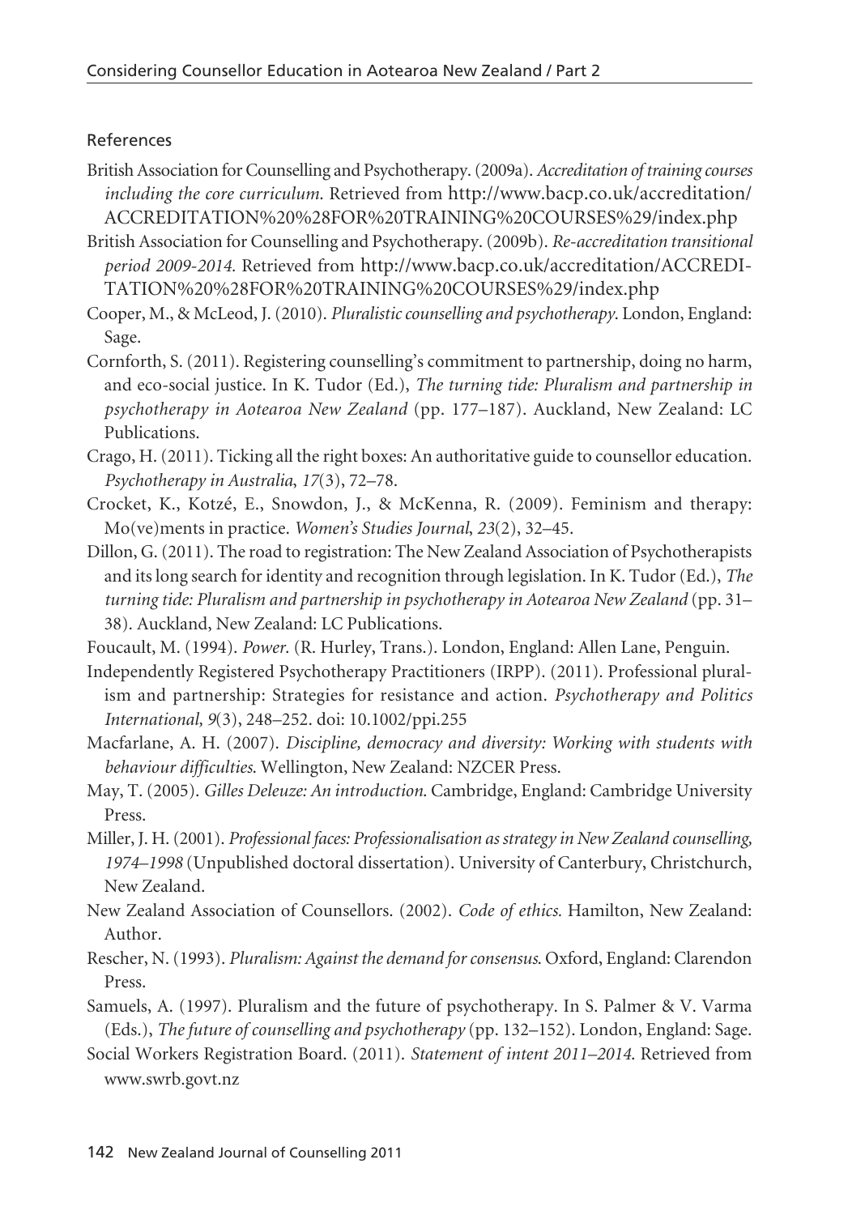## References

British Association for Counselling and Psychotherapy. (2009a). *Accreditation of training courses including the core curriculum.* Retrieved from http://www.bacp.co.uk/accreditation/ACCREDITATION%20%28FOR%20TRAINING%20COURSES%29/index.php

British Association for Counselling and Psychotherapy. (2009b). *Re-accreditation transitional period 2009-2014.* Retrieved from http://www.bacp.co.uk/accreditation/ACCREDITATION%20%28FOR%20TRAINING%20COURSES%29/index.php

Cooper, M., & McLeod, J. (2010). *Pluralistic counselling and psychotherapy*. London, England: Sage.

Cornforth, S. (2011). Registering counselling's commitment to partnership, doing no harm, and eco-social justice. In K. Tudor (Ed.), *The turning tide: Pluralism and partnership in psychotherapy in Aotearoa New Zealand* (pp. 177–187). Auckland, New Zealand: LC Publications.

Crago, H. (2011). Ticking all the right boxes: An authoritative guide to counsellor education. *Psychotherapy in Australia*, *17*(3), 72–78.

Crocket, K., Kotzé, E., Snowdon, J., & McKenna, R. (2009). Feminism and therapy: Mo(ve)ments in practice. *Women's Studies Journal*, *23*(2), 32–45.

Dillon, G. (2011). The road to registration: The New Zealand Association of Psychotherapists and its long search for identity and recognition through legislation. In K. Tudor (Ed.), *The turning tide: Pluralism and partnership in psychotherapy in Aotearoa New Zealand* (pp. 31–38). Auckland, New Zealand: LC Publications.

Foucault, M. (1994). *Power*. (R. Hurley, Trans.). London, England: Allen Lane, Penguin.

Independently Registered Psychotherapy Practitioners (IRPP). (2011). Professional pluralism and partnership: Strategies for resistance and action. *Psychotherapy and Politics International*, *9*(3), 248–252. doi: 10.1002/ppi.255

Macfarlane, A. H. (2007). *Discipline, democracy and diversity: Working with students with behaviour difficulties.* Wellington, New Zealand: NZCER Press.

May, T. (2005). *Gilles Deleuze: An introduction.* Cambridge, England: Cambridge University Press.

Miller, J. H. (2001). *Professional faces: Professionalisation as strategy in New Zealand counselling, 1974–1998* (Unpublished doctoral dissertation). University of Canterbury, Christchurch, New Zealand.

New Zealand Association of Counsellors. (2002). *Code of ethics.* Hamilton, New Zealand: Author.

Rescher, N. (1993). *Pluralism: Against the demand for consensus.* Oxford, England: Clarendon Press.

Samuels, A. (1997). Pluralism and the future of psychotherapy. In S. Palmer & V. Varma (Eds.), *The future of counselling and psychotherapy* (pp. 132–152). London, England: Sage.

Social Workers Registration Board. (2011). *Statement of intent 2011–2014.* Retrieved from www.swrb.govt.nz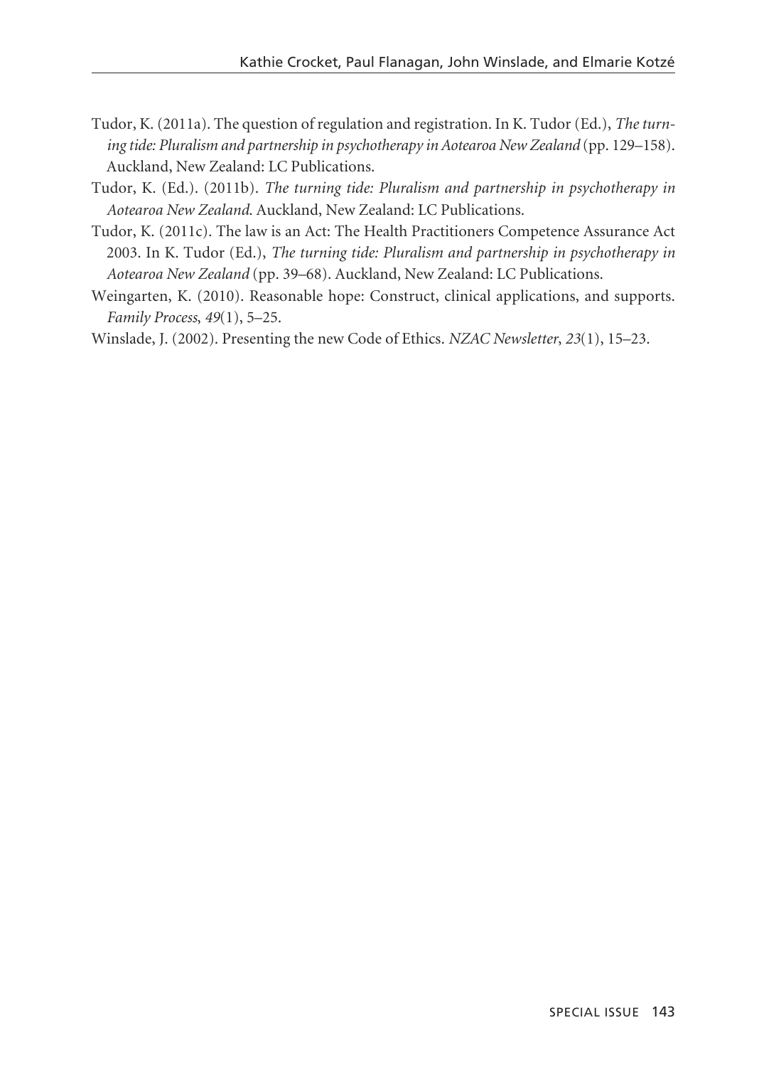Tudor, K. (2011a). The question of regulation and registration. In K. Tudor (Ed.), *The turning tide: Pluralism and partnership in psychotherapy in Aotearoa New Zealand* (pp. 129–158). Auckland, New Zealand: LC Publications.

Tudor, K. (Ed.). (2011b). *The turning tide: Pluralism and partnership in psychotherapy in Aotearoa New Zealand*. Auckland, New Zealand: LC Publications.

Tudor, K. (2011c). The law is an Act: The Health Practitioners Competence Assurance Act 2003. In K. Tudor (Ed.), *The turning tide: Pluralism and partnership in psychotherapy in Aotearoa New Zealand* (pp. 39–68). Auckland, New Zealand: LC Publications.

Weingarten, K. (2010). Reasonable hope: Construct, clinical applications, and supports. *Family Process*, *49*(1), 5–25.

Winslade, J. (2002). Presenting the new Code of Ethics. *NZAC Newsletter*, *23*(1), 15–23.